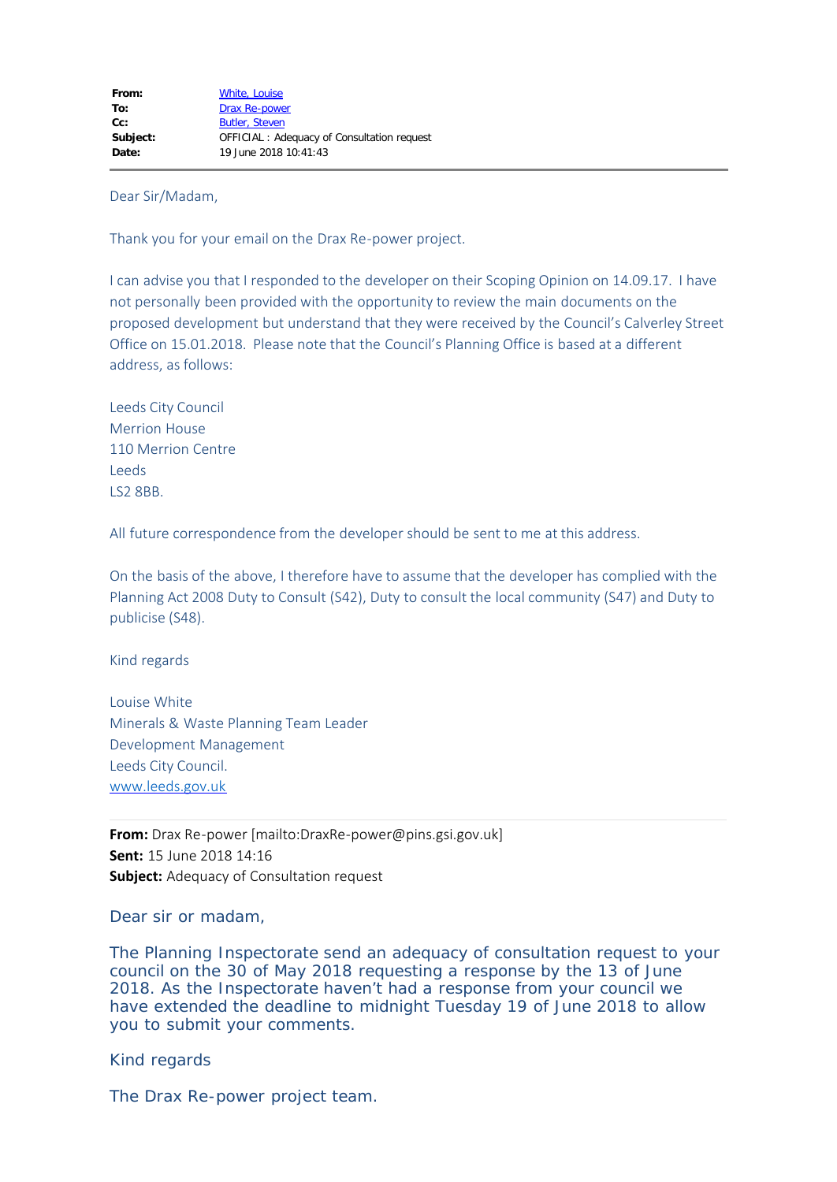| | |
|---|---|
| **From:** | White, Louise |
| **To:** | Drax Re-power |
| **Cc:** | Butler, Steven |
| **Subject:** | OFFICIAL : Adequacy of Consultation request |
| **Date:** | 19 June 2018 10:41:43 |

Dear Sir/Madam,

Thank you for your email on the Drax Re-power project.

I can advise you that I responded to the developer on their Scoping Opinion on 14.09.17. I have not personally been provided with the opportunity to review the main documents on the proposed development but understand that they were received by the Council's Calverley Street Office on 15.01.2018. Please note that the Council's Planning Office is based at a different address, as follows:

Leeds City Council
Merrion House
110 Merrion Centre
Leeds
LS2 8BB.

All future correspondence from the developer should be sent to me at this address.

On the basis of the above, I therefore have to assume that the developer has complied with the Planning Act 2008 Duty to Consult (S42), Duty to consult the local community (S47) and Duty to publicise (S48).

Kind regards

Louise White
Minerals & Waste Planning Team Leader
Development Management
Leeds City Council.
www.leeds.gov.uk

---

**From:** Drax Re-power [mailto:DraxRe-power@pins.gsi.gov.uk]
**Sent:** 15 June 2018 14:16
**Subject:** Adequacy of Consultation request

Dear sir or madam,

The Planning Inspectorate send an adequacy of consultation request to your council on the 30 of May 2018 requesting a response by the 13 of June 2018. As the Inspectorate haven't had a response from your council we have extended the deadline to midnight Tuesday 19 of June 2018 to allow you to submit your comments.

Kind regards

The Drax Re-power project team.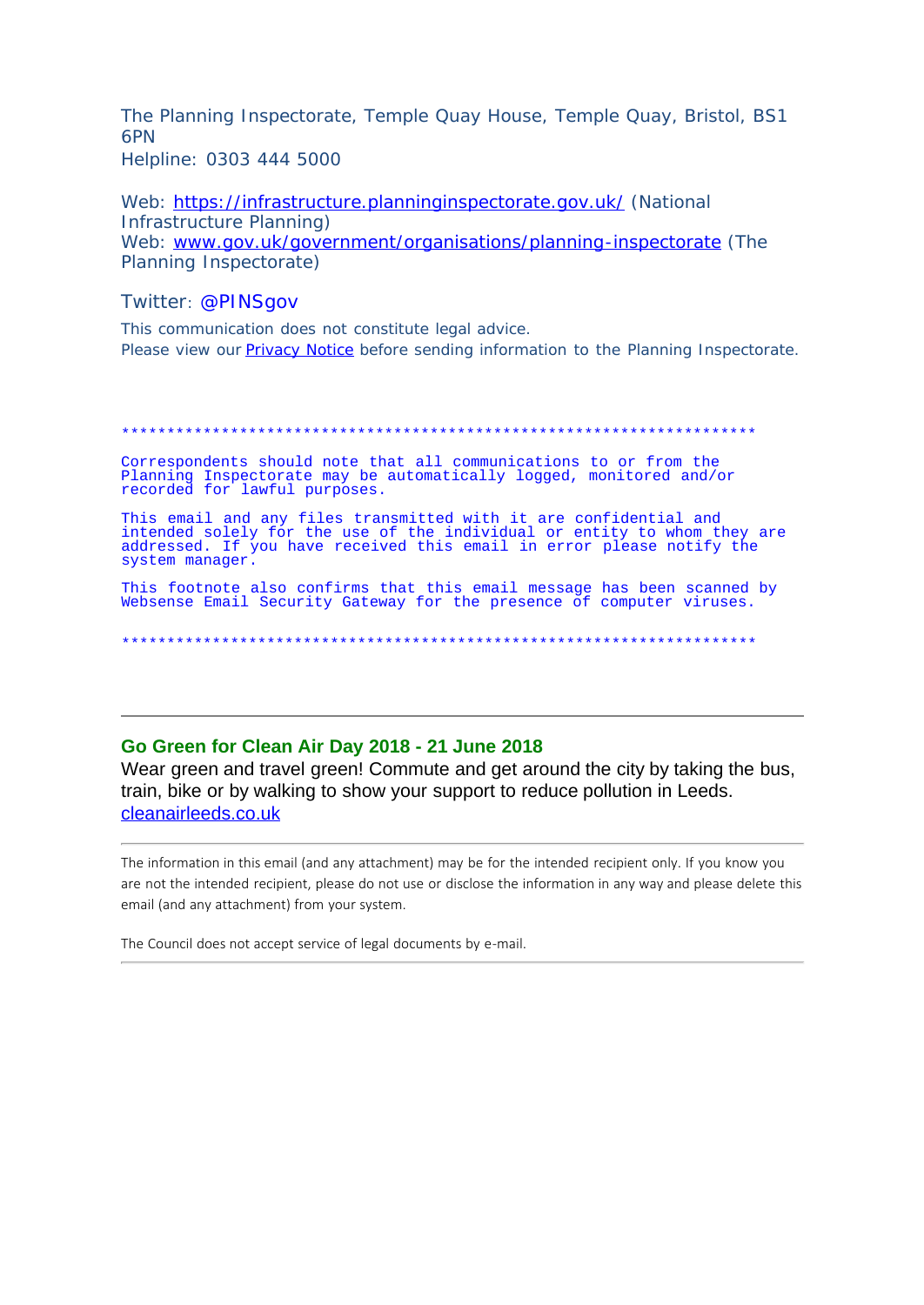The Planning Inspectorate, Temple Quay House, Temple Quay, Bristol, BS1 6PN
Helpline: 0303 444 5000

Web: [https://infrastructure.planninginspectorate.gov.uk/](https://infrastructure.planninginspectorate.gov.uk/) (National Infrastructure Planning)
Web: [www.gov.uk/government/organisations/planning-inspectorate](www.gov.uk/government/organisations/planning-inspectorate) (The Planning Inspectorate)

Twitter: @PINSgov

This communication does not constitute legal advice.
Please view our Privacy Notice before sending information to the Planning Inspectorate.

**********************************************************************

Correspondents should note that all communications to or from the Planning Inspectorate may be automatically logged, monitored and/or recorded for lawful purposes.

This email and any files transmitted with it are confidential and intended solely for the use of the individual or entity to whom they are addressed. If you have received this email in error please notify the system manager.

This footnote also confirms that this email message has been scanned by Websense Email Security Gateway for the presence of computer viruses.

**********************************************************************

---

**Go Green for Clean Air Day 2018 - 21 June 2018**

Wear green and travel green! Commute and get around the city by taking the bus, train, bike or by walking to show your support to reduce pollution in Leeds.
cleanairleeds.co.uk

---

The information in this email (and any attachment) may be for the intended recipient only. If you know you are not the intended recipient, please do not use or disclose the information in any way and please delete this email (and any attachment) from your system.

The Council does not accept service of legal documents by e-mail.

---